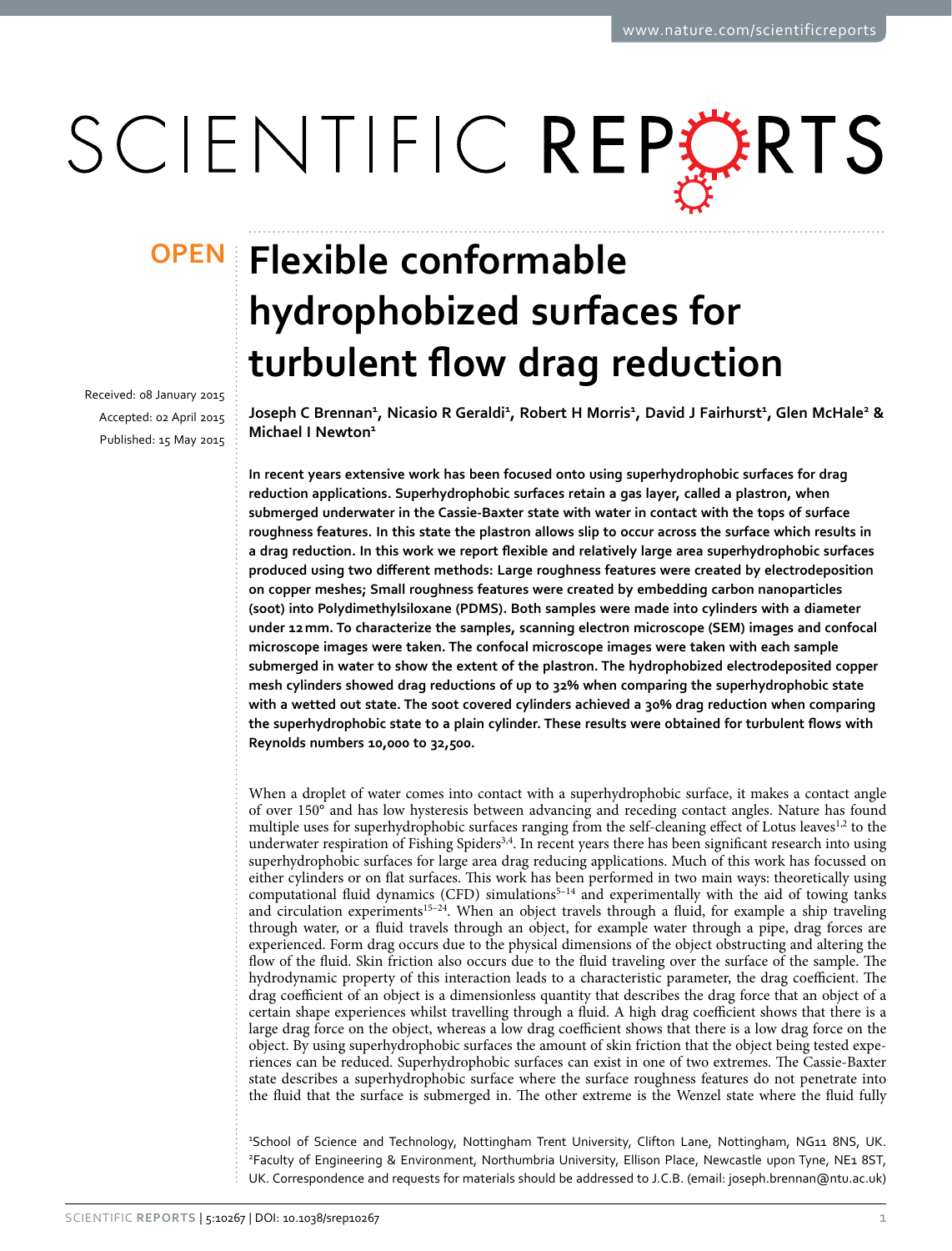# Flexible conformable hydrophobized surfaces for turbulent flow drag reduction

**OPEN**

Received: 08 January 2015
Accepted: 02 April 2015
Published: 15 May 2015

Joseph C Brennan[1], Nicasio R Geraldi[1], Robert H Morris[1], David J Fairhurst[1], Glen McHale[2] & Michael I Newton[1]

**In recent years extensive work has been focused onto using superhydrophobic surfaces for drag reduction applications. Superhydrophobic surfaces retain a gas layer, called a plastron, when submerged underwater in the Cassie-Baxter state with water in contact with the tops of surface roughness features. In this state the plastron allows slip to occur across the surface which results in a drag reduction. In this work we report flexible and relatively large area superhydrophobic surfaces produced using two different methods: Large roughness features were created by electrodeposition on copper meshes; Small roughness features were created by embedding carbon nanoparticles (soot) into Polydimethylsiloxane (PDMS). Both samples were made into cylinders with a diameter under 12 mm. To characterize the samples, scanning electron microscope (SEM) images and confocal microscope images were taken. The confocal microscope images were taken with each sample submerged in water to show the extent of the plastron. The hydrophobized electrodeposited copper mesh cylinders showed drag reductions of up to 32% when comparing the superhydrophobic state with a wetted out state. The soot covered cylinders achieved a 30% drag reduction when comparing the superhydrophobic state to a plain cylinder. These results were obtained for turbulent flows with Reynolds numbers 10,000 to 32,500.**

When a droplet of water comes into contact with a superhydrophobic surface, it makes a contact angle of over 150° and has low hysteresis between advancing and receding contact angles. Nature has found multiple uses for superhydrophobic surfaces ranging from the self-cleaning effect of Lotus leaves[1,2] to the underwater respiration of Fishing Spiders[3,4]. In recent years there has been significant research into using superhydrophobic surfaces for large area drag reducing applications. Much of this work has focussed on either cylinders or on flat surfaces. This work has been performed in two main ways: theoretically using computational fluid dynamics (CFD) simulations[5–14] and experimentally with the aid of towing tanks and circulation experiments[15–24]. When an object travels through a fluid, for example a ship traveling through water, or a fluid travels through an object, for example water through a pipe, drag forces are experienced. Form drag occurs due to the physical dimensions of the object obstructing and altering the flow of the fluid. Skin friction also occurs due to the fluid traveling over the surface of the sample. The hydrodynamic property of this interaction leads to a characteristic parameter, the drag coefficient. The drag coefficient of an object is a dimensionless quantity that describes the drag force that an object of a certain shape experiences whilst travelling through a fluid. A high drag coefficient shows that there is a large drag force on the object, whereas a low drag coefficient shows that there is a low drag force on the object. By using superhydrophobic surfaces the amount of skin friction that the object being tested experiences can be reduced. Superhydrophobic surfaces can exist in one of two extremes. The Cassie-Baxter state describes a superhydrophobic surface where the surface roughness features do not penetrate into the fluid that the surface is submerged in. The other extreme is the Wenzel state where the fluid fully

[1]School of Science and Technology, Nottingham Trent University, Clifton Lane, Nottingham, NG11 8NS, UK. [2]Faculty of Engineering & Environment, Northumbria University, Ellison Place, Newcastle upon Tyne, NE1 8ST, UK. Correspondence and requests for materials should be addressed to J.C.B. (email: joseph.brennan@ntu.ac.uk)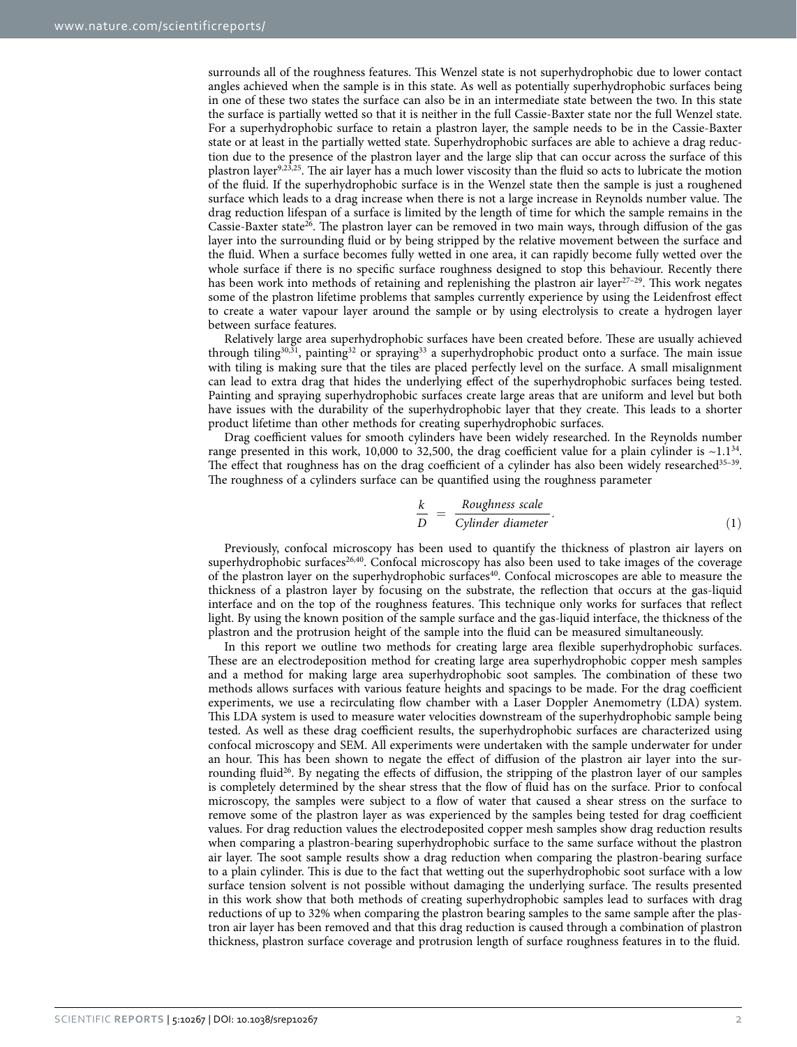surrounds all of the roughness features. This Wenzel state is not superhydrophobic due to lower contact angles achieved when the sample is in this state. As well as potentially superhydrophobic surfaces being in one of these two states the surface can also be in an intermediate state between the two. In this state the surface is partially wetted so that it is neither in the full Cassie-Baxter state nor the full Wenzel state. For a superhydrophobic surface to retain a plastron layer, the sample needs to be in the Cassie-Baxter state or at least in the partially wetted state. Superhydrophobic surfaces are able to achieve a drag reduction due to the presence of the plastron layer and the large slip that can occur across the surface of this plastron layer[9,23,25]. The air layer has a much lower viscosity than the fluid so acts to lubricate the motion of the fluid. If the superhydrophobic surface is in the Wenzel state then the sample is just a roughened surface which leads to a drag increase when there is not a large increase in Reynolds number value. The drag reduction lifespan of a surface is limited by the length of time for which the sample remains in the Cassie-Baxter state[26]. The plastron layer can be removed in two main ways, through diffusion of the gas layer into the surrounding fluid or by being stripped by the relative movement between the surface and the fluid. When a surface becomes fully wetted in one area, it can rapidly become fully wetted over the whole surface if there is no specific surface roughness designed to stop this behaviour. Recently there has been work into methods of retaining and replenishing the plastron air layer[27–29]. This work negates some of the plastron lifetime problems that samples currently experience by using the Leidenfrost effect to create a water vapour layer around the sample or by using electrolysis to create a hydrogen layer between surface features.

Relatively large area superhydrophobic surfaces have been created before. These are usually achieved through tiling[30,31], painting[32] or spraying[33] a superhydrophobic product onto a surface. The main issue with tiling is making sure that the tiles are placed perfectly level on the surface. A small misalignment can lead to extra drag that hides the underlying effect of the superhydrophobic surfaces being tested. Painting and spraying superhydrophobic surfaces create large areas that are uniform and level but both have issues with the durability of the superhydrophobic layer that they create. This leads to a shorter product lifetime than other methods for creating superhydrophobic surfaces.

Drag coefficient values for smooth cylinders have been widely researched. In the Reynolds number range presented in this work, 10,000 to 32,500, the drag coefficient value for a plain cylinder is ~1.1[34]. The effect that roughness has on the drag coefficient of a cylinder has also been widely researched[35–39]. The roughness of a cylinders surface can be quantified using the roughness parameter

$$\frac{k}{D} = \frac{\textit{Roughness scale}}{\textit{Cylinder diameter}}. \tag{1}$$

Previously, confocal microscopy has been used to quantify the thickness of plastron air layers on superhydrophobic surfaces[26,40]. Confocal microscopy has also been used to take images of the coverage of the plastron layer on the superhydrophobic surfaces[40]. Confocal microscopes are able to measure the thickness of a plastron layer by focusing on the substrate, the reflection that occurs at the gas-liquid interface and on the top of the roughness features. This technique only works for surfaces that reflect light. By using the known position of the sample surface and the gas-liquid interface, the thickness of the plastron and the protrusion height of the sample into the fluid can be measured simultaneously.

In this report we outline two methods for creating large area flexible superhydrophobic surfaces. These are an electrodeposition method for creating large area superhydrophobic copper mesh samples and a method for making large area superhydrophobic soot samples. The combination of these two methods allows surfaces with various feature heights and spacings to be made. For the drag coefficient experiments, we use a recirculating flow chamber with a Laser Doppler Anemometry (LDA) system. This LDA system is used to measure water velocities downstream of the superhydrophobic sample being tested. As well as these drag coefficient results, the superhydrophobic surfaces are characterized using confocal microscopy and SEM. All experiments were undertaken with the sample underwater for under an hour. This has been shown to negate the effect of diffusion of the plastron air layer into the surrounding fluid[26]. By negating the effects of diffusion, the stripping of the plastron layer of our samples is completely determined by the shear stress that the flow of fluid has on the surface. Prior to confocal microscopy, the samples were subject to a flow of water that caused a shear stress on the surface to remove some of the plastron layer as was experienced by the samples being tested for drag coefficient values. For drag reduction values the electrodeposited copper mesh samples show drag reduction results when comparing a plastron-bearing superhydrophobic surface to the same surface without the plastron air layer. The soot sample results show a drag reduction when comparing the plastron-bearing surface to a plain cylinder. This is due to the fact that wetting out the superhydrophobic soot surface with a low surface tension solvent is not possible without damaging the underlying surface. The results presented in this work show that both methods of creating superhydrophobic samples lead to surfaces with drag reductions of up to 32% when comparing the plastron bearing samples to the same sample after the plastron air layer has been removed and that this drag reduction is caused through a combination of plastron thickness, plastron surface coverage and protrusion length of surface roughness features in to the fluid.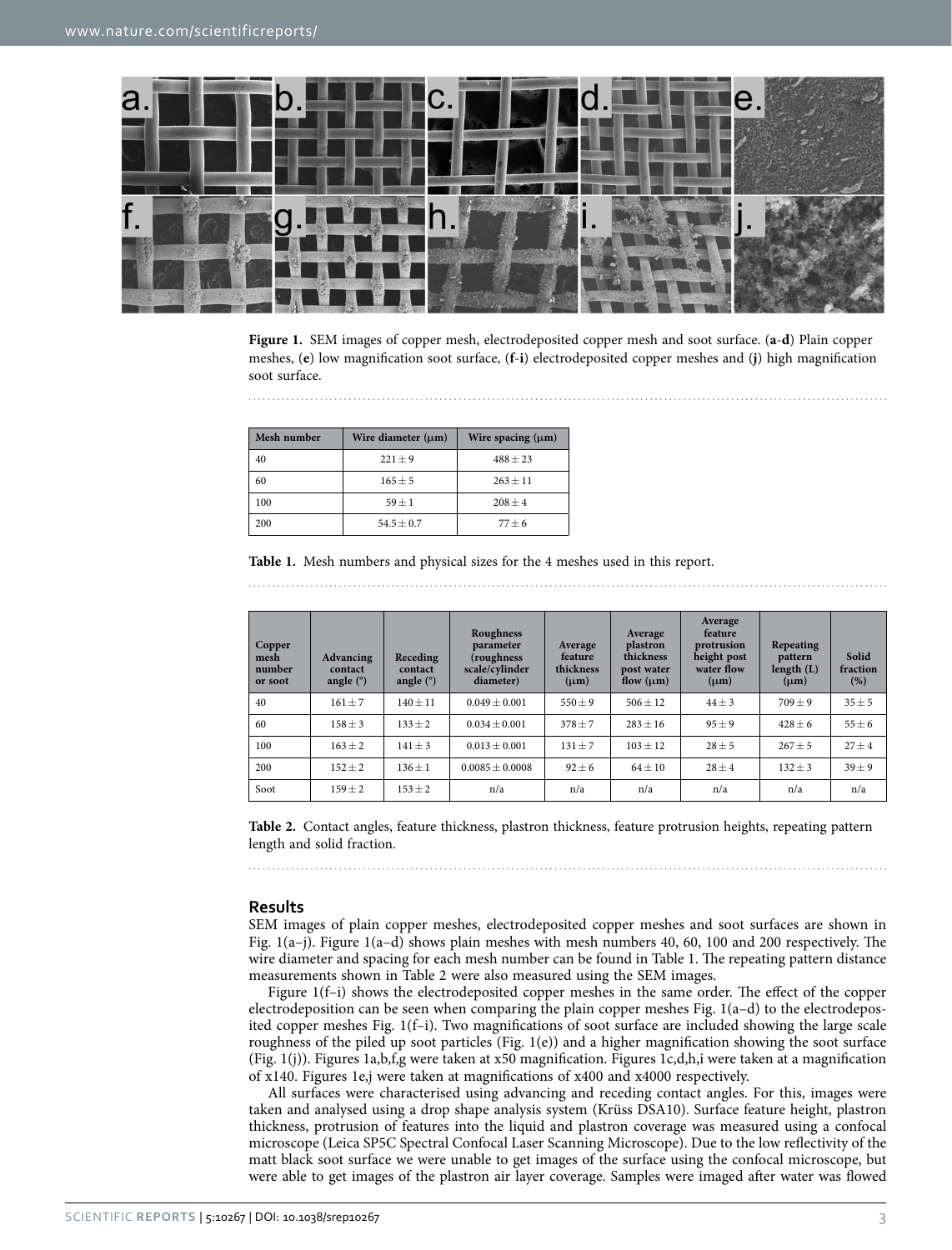**Figure 1.** SEM images of copper mesh, electrodeposited copper mesh and soot surface. (**a**-**d**) Plain copper meshes, (**e**) low magnification soot surface, (**f**-**i**) electrodeposited copper meshes and (**j**) high magnification soot surface.

| Mesh number | Wire diameter (μm) | Wire spacing (μm) |
|---|---|---|
| 40 | $221 \pm 9$ | $488 \pm 23$ |
| 60 | $165 \pm 5$ | $263 \pm 11$ |
| 100 | $59 \pm 1$ | $208 \pm 4$ |
| 200 | $54.5 \pm 0.7$ | $77 \pm 6$ |

**Table 1.** Mesh numbers and physical sizes for the 4 meshes used in this report.

| Copper mesh number or soot | Advancing contact angle (°) | Receding contact angle (°) | Roughness parameter (roughness scale/cylinder diameter) | Average feature thickness (μm) | Average plastron thickness post water flow (μm) | Average feature protrusion height post water flow (μm) | Repeating pattern length (L) (μm) | Solid fraction (%) |
|---|---|---|---|---|---|---|---|---|
| 40 | $161 \pm 7$ | $140 \pm 11$ | $0.049 \pm 0.001$ | $550 \pm 9$ | $506 \pm 12$ | $44 \pm 3$ | $709 \pm 9$ | $35 \pm 5$ |
| 60 | $158 \pm 3$ | $133 \pm 2$ | $0.034 \pm 0.001$ | $378 \pm 7$ | $283 \pm 16$ | $95 \pm 9$ | $428 \pm 6$ | $55 \pm 6$ |
| 100 | $163 \pm 2$ | $141 \pm 3$ | $0.013 \pm 0.001$ | $131 \pm 7$ | $103 \pm 12$ | $28 \pm 5$ | $267 \pm 5$ | $27 \pm 4$ |
| 200 | $152 \pm 2$ | $136 \pm 1$ | $0.0085 \pm 0.0008$ | $92 \pm 6$ | $64 \pm 10$ | $28 \pm 4$ | $132 \pm 3$ | $39 \pm 9$ |
| Soot | $159 \pm 2$ | $153 \pm 2$ | n/a | n/a | n/a | n/a | n/a | n/a |

**Table 2.** Contact angles, feature thickness, plastron thickness, feature protrusion heights, repeating pattern length and solid fraction.

## Results

SEM images of plain copper meshes, electrodeposited copper meshes and soot surfaces are shown in Fig. 1(a–j). Figure 1(a–d) shows plain meshes with mesh numbers 40, 60, 100 and 200 respectively. The wire diameter and spacing for each mesh number can be found in Table 1. The repeating pattern distance measurements shown in Table 2 were also measured using the SEM images.

Figure 1(f–i) shows the electrodeposited copper meshes in the same order. The effect of the copper electrodeposition can be seen when comparing the plain copper meshes Fig. 1(a–d) to the electrodeposited copper meshes Fig. 1(f–i). Two magnifications of soot surface are included showing the large scale roughness of the piled up soot particles (Fig. 1(e)) and a higher magnification showing the soot surface (Fig. 1(j)). Figures 1a,b,f,g were taken at x50 magnification. Figures 1c,d,h,i were taken at a magnification of x140. Figures 1e,j were taken at magnifications of x400 and x4000 respectively.

All surfaces were characterised using advancing and receding contact angles. For this, images were taken and analysed using a drop shape analysis system (Krüss DSA10). Surface feature height, plastron thickness, protrusion of features into the liquid and plastron coverage was measured using a confocal microscope (Leica SP5C Spectral Confocal Laser Scanning Microscope). Due to the low reflectivity of the matt black soot surface we were unable to get images of the surface using the confocal microscope, but were able to get images of the plastron air layer coverage. Samples were imaged after water was flowed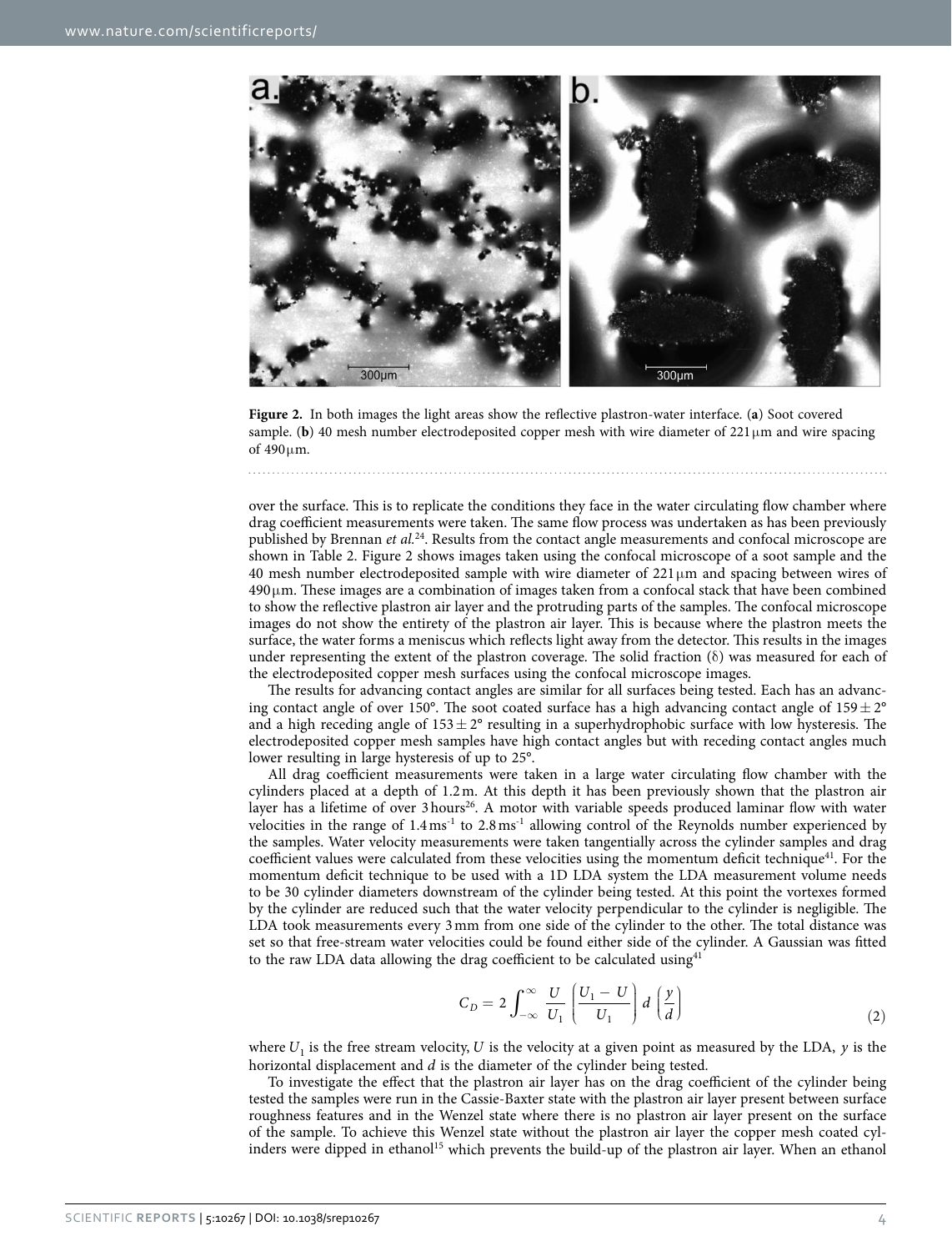**Figure 2.** In both images the light areas show the reflective plastron-water interface. (**a**) Soot covered sample. (**b**) 40 mesh number electrodeposited copper mesh with wire diameter of 221 μm and wire spacing of 490 μm.

over the surface. This is to replicate the conditions they face in the water circulating flow chamber where drag coefficient measurements were taken. The same flow process was undertaken as has been previously published by Brennan *et al.*[24]. Results from the contact angle measurements and confocal microscope are shown in Table 2. Figure 2 shows images taken using the confocal microscope of a soot sample and the 40 mesh number electrodeposited sample with wire diameter of 221 μm and spacing between wires of 490 μm. These images are a combination of images taken from a confocal stack that have been combined to show the reflective plastron air layer and the protruding parts of the samples. The confocal microscope images do not show the entirety of the plastron air layer. This is because where the plastron meets the surface, the water forms a meniscus which reflects light away from the detector. This results in the images under representing the extent of the plastron coverage. The solid fraction (δ) was measured for each of the electrodeposited copper mesh surfaces using the confocal microscope images.

The results for advancing contact angles are similar for all surfaces being tested. Each has an advancing contact angle of over 150°. The soot coated surface has a high advancing contact angle of 159 ± 2° and a high receding angle of 153 ± 2° resulting in a superhydrophobic surface with low hysteresis. The electrodeposited copper mesh samples have high contact angles but with receding contact angles much lower resulting in large hysteresis of up to 25°.

All drag coefficient measurements were taken in a large water circulating flow chamber with the cylinders placed at a depth of 1.2 m. At this depth it has been previously shown that the plastron air layer has a lifetime of over 3 hours[26]. A motor with variable speeds produced laminar flow with water velocities in the range of 1.4 ms$^{-1}$ to 2.8 ms$^{-1}$ allowing control of the Reynolds number experienced by the samples. Water velocity measurements were taken tangentially across the cylinder samples and drag coefficient values were calculated from these velocities using the momentum deficit technique[41]. For the momentum deficit technique to be used with a 1D LDA system the LDA measurement volume needs to be 30 cylinder diameters downstream of the cylinder being tested. At this point the vortexes formed by the cylinder are reduced such that the water velocity perpendicular to the cylinder is negligible. The LDA took measurements every 3 mm from one side of the cylinder to the other. The total distance was set so that free-stream water velocities could be found either side of the cylinder. A Gaussian was fitted to the raw LDA data allowing the drag coefficient to be calculated using[41]

$$C_D = 2\int_{-\infty}^{\infty} \frac{U}{U_1}\left(\frac{U_1 - U}{U_1}\right) d\left(\frac{y}{d}\right) \tag{2}$$

where $U_1$ is the free stream velocity, $U$ is the velocity at a given point as measured by the LDA, $y$ is the horizontal displacement and $d$ is the diameter of the cylinder being tested.

To investigate the effect that the plastron air layer has on the drag coefficient of the cylinder being tested the samples were run in the Cassie-Baxter state with the plastron air layer present between surface roughness features and in the Wenzel state where there is no plastron air layer present on the surface of the sample. To achieve this Wenzel state without the plastron air layer the copper mesh coated cylinders were dipped in ethanol[15] which prevents the build-up of the plastron air layer. When an ethanol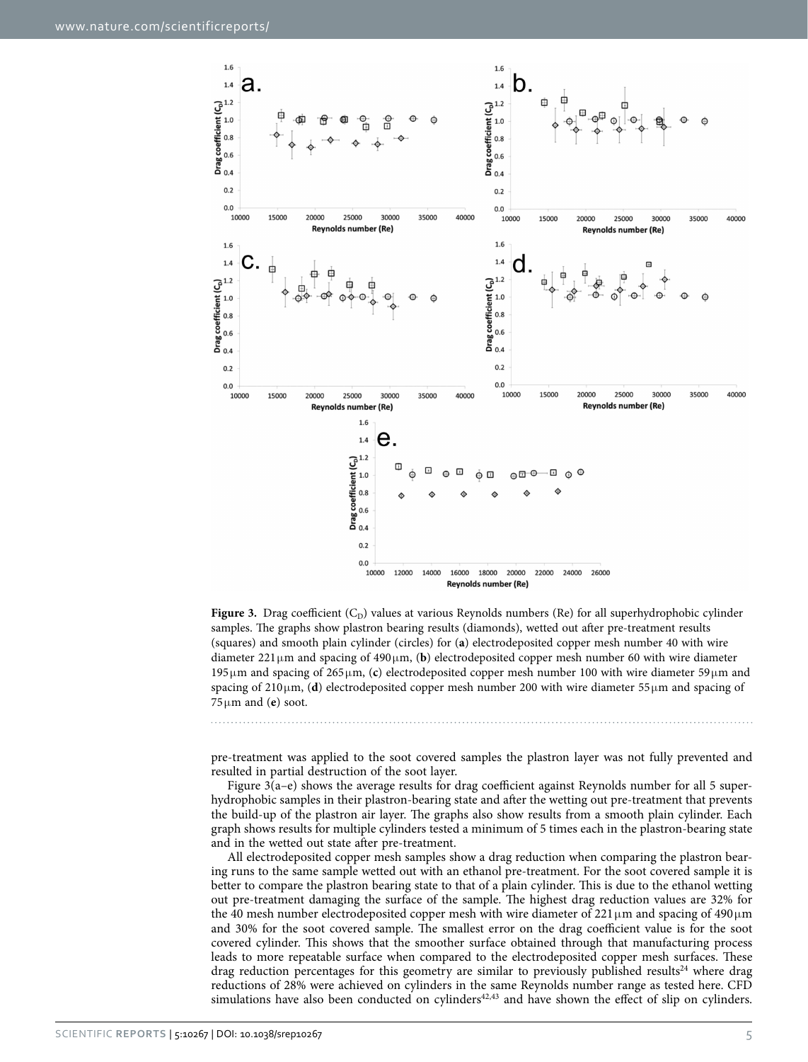**Figure 3.** Drag coefficient ($C_D$) values at various Reynolds numbers (Re) for all superhydrophobic cylinder samples. The graphs show plastron bearing results (diamonds), wetted out after pre-treatment results (squares) and smooth plain cylinder (circles) for (**a**) electrodeposited copper mesh number 40 with wire diameter 221 μm and spacing of 490 μm, (**b**) electrodeposited copper mesh number 60 with wire diameter 195 μm and spacing of 265 μm, (**c**) electrodeposited copper mesh number 100 with wire diameter 59 μm and spacing of 210 μm, (**d**) electrodeposited copper mesh number 200 with wire diameter 55 μm and spacing of 75 μm and (**e**) soot.

pre-treatment was applied to the soot covered samples the plastron layer was not fully prevented and resulted in partial destruction of the soot layer.

Figure 3(a–e) shows the average results for drag coefficient against Reynolds number for all 5 superhydrophobic samples in their plastron-bearing state and after the wetting out pre-treatment that prevents the build-up of the plastron air layer. The graphs also show results from a smooth plain cylinder. Each graph shows results for multiple cylinders tested a minimum of 5 times each in the plastron-bearing state and in the wetted out state after pre-treatment.

All electrodeposited copper mesh samples show a drag reduction when comparing the plastron bearing runs to the same sample wetted out with an ethanol pre-treatment. For the soot covered sample it is better to compare the plastron bearing state to that of a plain cylinder. This is due to the ethanol wetting out pre-treatment damaging the surface of the sample. The highest drag reduction values are 32% for the 40 mesh number electrodeposited copper mesh with wire diameter of 221 μm and spacing of 490 μm and 30% for the soot covered sample. The smallest error on the drag coefficient value is for the soot covered cylinder. This shows that the smoother surface obtained through that manufacturing process leads to more repeatable surface when compared to the electrodeposited copper mesh surfaces. These drag reduction percentages for this geometry are similar to previously published results[24] where drag reductions of 28% were achieved on cylinders in the same Reynolds number range as tested here. CFD simulations have also been conducted on cylinders[42,43] and have shown the effect of slip on cylinders.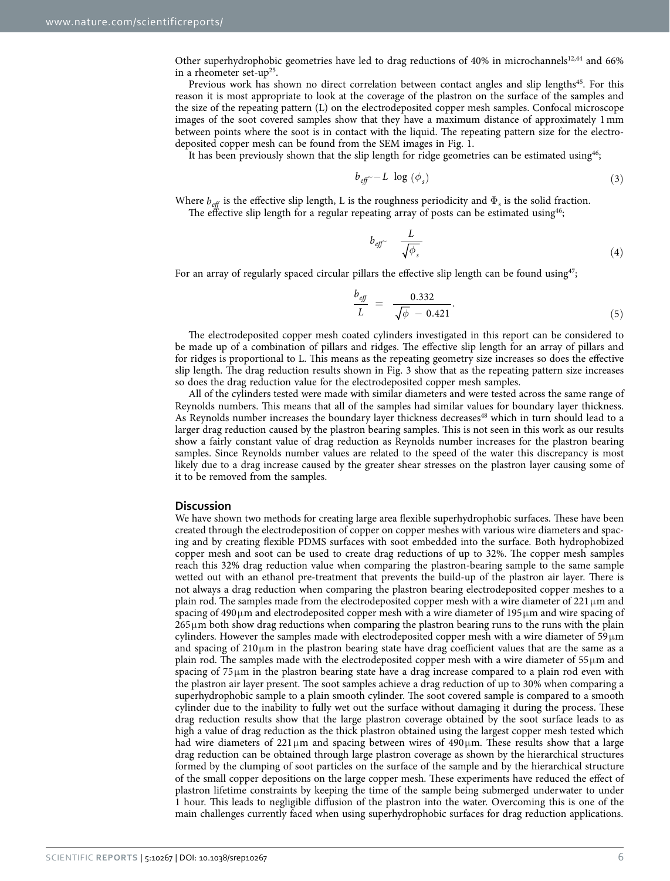Other superhydrophobic geometries have led to drag reductions of 40% in microchannels[12,44] and 66% in a rheometer set-up[25].

Previous work has shown no direct correlation between contact angles and slip lengths[45]. For this reason it is most appropriate to look at the coverage of the plastron on the surface of the samples and the size of the repeating pattern (L) on the electrodeposited copper mesh samples. Confocal microscope images of the soot covered samples show that they have a maximum distance of approximately 1 mm between points where the soot is in contact with the liquid. The repeating pattern size for the electrodeposited copper mesh can be found from the SEM images in Fig. 1.

It has been previously shown that the slip length for ridge geometries can be estimated using[46];

$$b_{eff} \sim -L \ \log(\phi_s) \tag{3}$$

Where $b_{eff}$ is the effective slip length, L is the roughness periodicity and $\Phi_s$ is the solid fraction.

The effective slip length for a regular repeating array of posts can be estimated using[46];

$$b_{eff} \sim \frac{L}{\sqrt{\phi_s}} \tag{4}$$

For an array of regularly spaced circular pillars the effective slip length can be found using[47];

$$\frac{b_{eff}}{L} = \frac{0.332}{\sqrt{\phi} - 0.421}. \tag{5}$$

The electrodeposited copper mesh coated cylinders investigated in this report can be considered to be made up of a combination of pillars and ridges. The effective slip length for an array of pillars and for ridges is proportional to L. This means as the repeating geometry size increases so does the effective slip length. The drag reduction results shown in Fig. 3 show that as the repeating pattern size increases so does the drag reduction value for the electrodeposited copper mesh samples.

All of the cylinders tested were made with similar diameters and were tested across the same range of Reynolds numbers. This means that all of the samples had similar values for boundary layer thickness. As Reynolds number increases the boundary layer thickness decreases[48] which in turn should lead to a larger drag reduction caused by the plastron bearing samples. This is not seen in this work as our results show a fairly constant value of drag reduction as Reynolds number increases for the plastron bearing samples. Since Reynolds number values are related to the speed of the water this discrepancy is most likely due to a drag increase caused by the greater shear stresses on the plastron layer causing some of it to be removed from the samples.

## Discussion

We have shown two methods for creating large area flexible superhydrophobic surfaces. These have been created through the electrodeposition of copper on copper meshes with various wire diameters and spacing and by creating flexible PDMS surfaces with soot embedded into the surface. Both hydrophobized copper mesh and soot can be used to create drag reductions of up to 32%. The copper mesh samples reach this 32% drag reduction value when comparing the plastron-bearing sample to the same sample wetted out with an ethanol pre-treatment that prevents the build-up of the plastron air layer. There is not always a drag reduction when comparing the plastron bearing electrodeposited copper meshes to a plain rod. The samples made from the electrodeposited copper mesh with a wire diameter of 221 μm and spacing of 490 μm and electrodeposited copper mesh with a wire diameter of 195 μm and wire spacing of 265 μm both show drag reductions when comparing the plastron bearing runs to the runs with the plain cylinders. However the samples made with electrodeposited copper mesh with a wire diameter of 59 μm and spacing of 210 μm in the plastron bearing state have drag coefficient values that are the same as a plain rod. The samples made with the electrodeposited copper mesh with a wire diameter of 55 μm and spacing of 75 μm in the plastron bearing state have a drag increase compared to a plain rod even with the plastron air layer present. The soot samples achieve a drag reduction of up to 30% when comparing a superhydrophobic sample to a plain smooth cylinder. The soot covered sample is compared to a smooth cylinder due to the inability to fully wet out the surface without damaging it during the process. These drag reduction results show that the large plastron coverage obtained by the soot surface leads to as high a value of drag reduction as the thick plastron obtained using the largest copper mesh tested which had wire diameters of 221 μm and spacing between wires of 490 μm. These results show that a large drag reduction can be obtained through large plastron coverage as shown by the hierarchical structures formed by the clumping of soot particles on the surface of the sample and by the hierarchical structure of the small copper depositions on the large copper mesh. These experiments have reduced the effect of plastron lifetime constraints by keeping the time of the sample being submerged underwater to under 1 hour. This leads to negligible diffusion of the plastron into the water. Overcoming this is one of the main challenges currently faced when using superhydrophobic surfaces for drag reduction applications.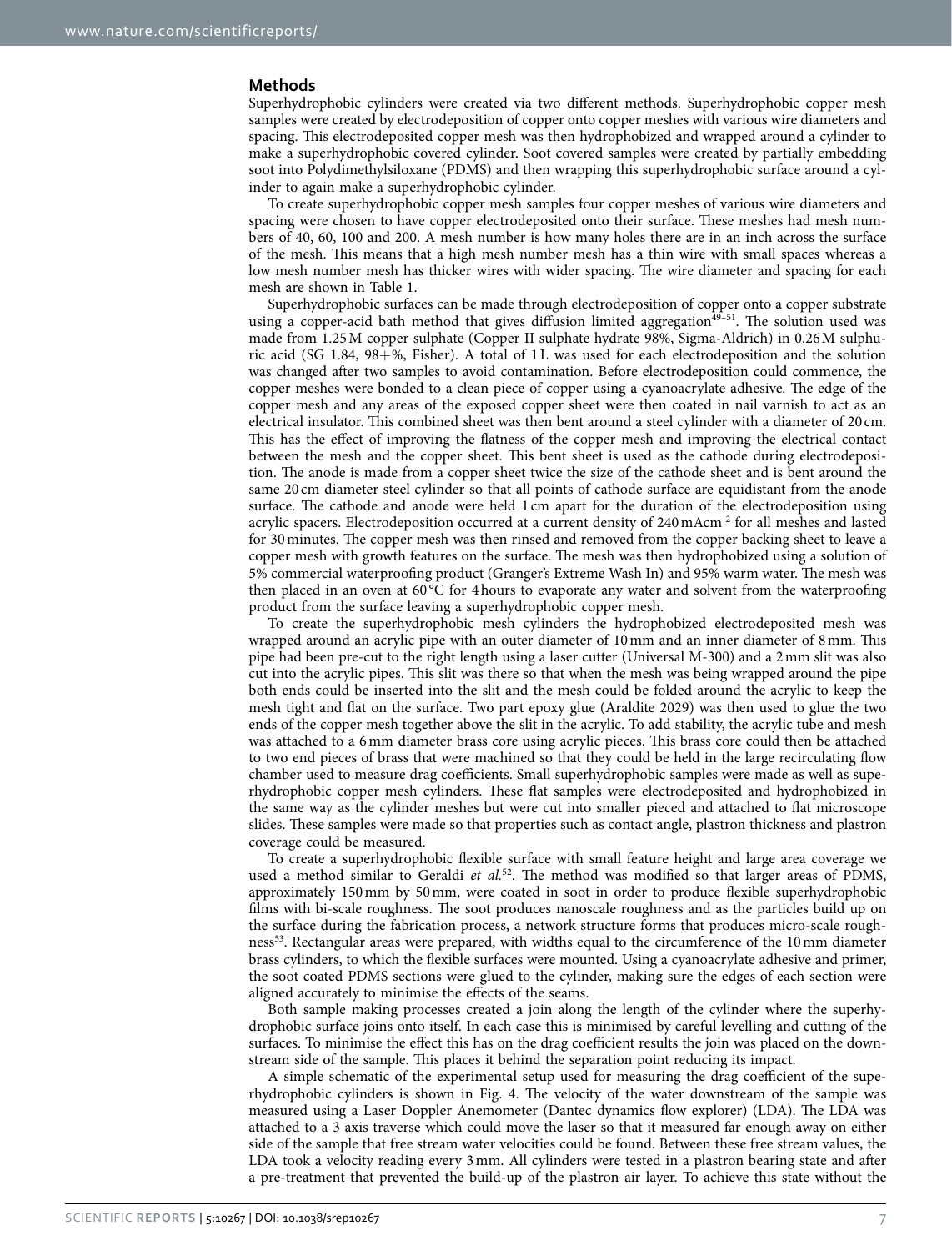## Methods

Superhydrophobic cylinders were created via two different methods. Superhydrophobic copper mesh samples were created by electrodeposition of copper onto copper meshes with various wire diameters and spacing. This electrodeposited copper mesh was then hydrophobized and wrapped around a cylinder to make a superhydrophobic covered cylinder. Soot covered samples were created by partially embedding soot into Polydimethylsiloxane (PDMS) and then wrapping this superhydrophobic surface around a cylinder to again make a superhydrophobic cylinder.

To create superhydrophobic copper mesh samples four copper meshes of various wire diameters and spacing were chosen to have copper electrodeposited onto their surface. These meshes had mesh numbers of 40, 60, 100 and 200. A mesh number is how many holes there are in an inch across the surface of the mesh. This means that a high mesh number mesh has a thin wire with small spaces whereas a low mesh number mesh has thicker wires with wider spacing. The wire diameter and spacing for each mesh are shown in Table 1.

Superhydrophobic surfaces can be made through electrodeposition of copper onto a copper substrate using a copper-acid bath method that gives diffusion limited aggregation[49–51]. The solution used was made from 1.25 M copper sulphate (Copper II sulphate hydrate 98%, Sigma-Aldrich) in 0.26 M sulphuric acid (SG 1.84, 98+%, Fisher). A total of 1 L was used for each electrodeposition and the solution was changed after two samples to avoid contamination. Before electrodeposition could commence, the copper meshes were bonded to a clean piece of copper using a cyanoacrylate adhesive. The edge of the copper mesh and any areas of the exposed copper sheet were then coated in nail varnish to act as an electrical insulator. This combined sheet was then bent around a steel cylinder with a diameter of 20 cm. This has the effect of improving the flatness of the copper mesh and improving the electrical contact between the mesh and the copper sheet. This bent sheet is used as the cathode during electrodeposition. The anode is made from a copper sheet twice the size of the cathode sheet and is bent around the same 20 cm diameter steel cylinder so that all points of cathode surface are equidistant from the anode surface. The cathode and anode were held 1 cm apart for the duration of the electrodeposition using acrylic spacers. Electrodeposition occurred at a current density of 240 mAcm$^{-2}$ for all meshes and lasted for 30 minutes. The copper mesh was then rinsed and removed from the copper backing sheet to leave a copper mesh with growth features on the surface. The mesh was then hydrophobized using a solution of 5% commercial waterproofing product (Granger's Extreme Wash In) and 95% warm water. The mesh was then placed in an oven at 60 °C for 4 hours to evaporate any water and solvent from the waterproofing product from the surface leaving a superhydrophobic copper mesh.

To create the superhydrophobic mesh cylinders the hydrophobized electrodeposited mesh was wrapped around an acrylic pipe with an outer diameter of 10 mm and an inner diameter of 8 mm. This pipe had been pre-cut to the right length using a laser cutter (Universal M-300) and a 2 mm slit was also cut into the acrylic pipes. This slit was there so that when the mesh was being wrapped around the pipe both ends could be inserted into the slit and the mesh could be folded around the acrylic to keep the mesh tight and flat on the surface. Two part epoxy glue (Araldite 2029) was then used to glue the two ends of the copper mesh together above the slit in the acrylic. To add stability, the acrylic tube and mesh was attached to a 6 mm diameter brass core using acrylic pieces. This brass core could then be attached to two end pieces of brass that were machined so that they could be held in the large recirculating flow chamber used to measure drag coefficients. Small superhydrophobic samples were made as well as superhydrophobic copper mesh cylinders. These flat samples were electrodeposited and hydrophobized in the same way as the cylinder meshes but were cut into smaller pieced and attached to flat microscope slides. These samples were made so that properties such as contact angle, plastron thickness and plastron coverage could be measured.

To create a superhydrophobic flexible surface with small feature height and large area coverage we used a method similar to Geraldi *et al.*[52]. The method was modified so that larger areas of PDMS, approximately 150 mm by 50 mm, were coated in soot in order to produce flexible superhydrophobic films with bi-scale roughness. The soot produces nanoscale roughness and as the particles build up on the surface during the fabrication process, a network structure forms that produces micro-scale roughness[53]. Rectangular areas were prepared, with widths equal to the circumference of the 10 mm diameter brass cylinders, to which the flexible surfaces were mounted. Using a cyanoacrylate adhesive and primer, the soot coated PDMS sections were glued to the cylinder, making sure the edges of each section were aligned accurately to minimise the effects of the seams.

Both sample making processes created a join along the length of the cylinder where the superhydrophobic surface joins onto itself. In each case this is minimised by careful levelling and cutting of the surfaces. To minimise the effect this has on the drag coefficient results the join was placed on the downstream side of the sample. This places it behind the separation point reducing its impact.

A simple schematic of the experimental setup used for measuring the drag coefficient of the superhydrophobic cylinders is shown in Fig. 4. The velocity of the water downstream of the sample was measured using a Laser Doppler Anemometer (Dantec dynamics flow explorer) (LDA). The LDA was attached to a 3 axis traverse which could move the laser so that it measured far enough away on either side of the sample that free stream water velocities could be found. Between these free stream values, the LDA took a velocity reading every 3 mm. All cylinders were tested in a plastron bearing state and after a pre-treatment that prevented the build-up of the plastron air layer. To achieve this state without the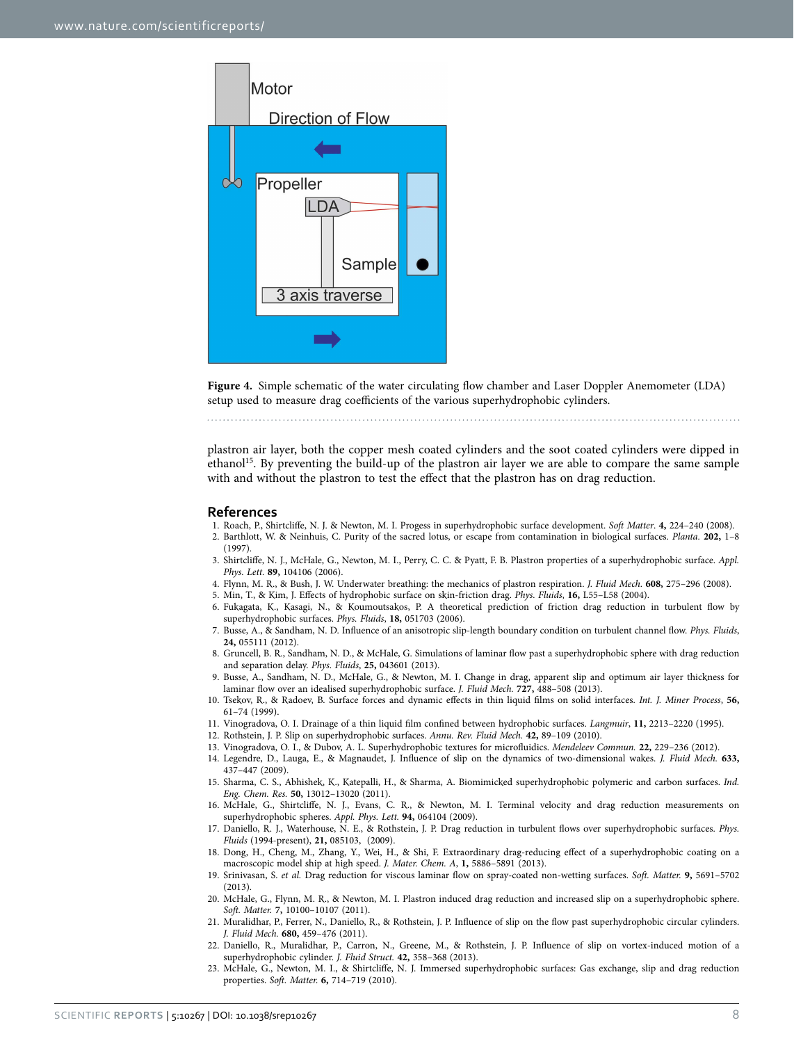Figure 4. Simple schematic of the water circulating flow chamber and Laser Doppler Anemometer (LDA) setup used to measure drag coefficients of the various superhydrophobic cylinders.

plastron air layer, both the copper mesh coated cylinders and the soot coated cylinders were dipped in ethanol[15]. By preventing the build-up of the plastron air layer we are able to compare the same sample with and without the plastron to test the effect that the plastron has on drag reduction.

## References

1. Roach, P., Shirtcliffe, N. J. & Newton, M. I. Progess in superhydrophobic surface development. *Soft Matter*. **4,** 224–240 (2008).
2. Barthlott, W. & Neinhuis, C. Purity of the sacred lotus, or escape from contamination in biological surfaces. *Planta*. **202,** 1–8 (1997).
3. Shirtcliffe, N. J., McHale, G., Newton, M. I., Perry, C. C. & Pyatt, F. B. Plastron properties of a superhydrophobic surface. *Appl. Phys. Lett.* **89,** 104106 (2006).
4. Flynn, M. R., & Bush, J. W. Underwater breathing: the mechanics of plastron respiration. *J. Fluid Mech.* **608,** 275–296 (2008).
5. Min, T., & Kim, J. Effects of hydrophobic surface on skin-friction drag. *Phys. Fluids*, **16,** L55–L58 (2004).
6. Fukagata, K., Kasagi, N., & Koumoutsakos, P. A theoretical prediction of friction drag reduction in turbulent flow by superhydrophobic surfaces. *Phys. Fluids*, **18,** 051703 (2006).
7. Busse, A., & Sandham, N. D. Influence of an anisotropic slip-length boundary condition on turbulent channel flow. *Phys. Fluids*, **24,** 055111 (2012).
8. Gruncell, B. R., Sandham, N. D., & McHale, G. Simulations of laminar flow past a superhydrophobic sphere with drag reduction and separation delay. *Phys. Fluids*, **25,** 043601 (2013).
9. Busse, A., Sandham, N. D., McHale, G., & Newton, M. I. Change in drag, apparent slip and optimum air layer thickness for laminar flow over an idealised superhydrophobic surface. *J. Fluid Mech.* **727,** 488–508 (2013).
10. Tsekov, R., & Radoev, B. Surface forces and dynamic effects in thin liquid films on solid interfaces. *Int. J. Miner Process*, **56,** 61–74 (1999).
11. Vinogradova, O. I. Drainage of a thin liquid film confined between hydrophobic surfaces. *Langmuir*, **11,** 2213–2220 (1995).
12. Rothstein, J. P. Slip on superhydrophobic surfaces. *Annu. Rev. Fluid Mech.* **42,** 89–109 (2010).
13. Vinogradova, O. I., & Dubov, A. L. Superhydrophobic textures for microfluidics. *Mendeleev Commun.* **22,** 229–236 (2012).
14. Legendre, D., Lauga, E., & Magnaudet, J. Influence of slip on the dynamics of two-dimensional wakes. *J. Fluid Mech.* **633,** 437–447 (2009).
15. Sharma, C. S., Abhishek, K., Katepalli, H., & Sharma, A. Biomimicked superhydrophobic polymeric and carbon surfaces. *Ind. Eng. Chem. Res.* **50,** 13012–13020 (2011).
16. McHale, G., Shirtcliffe, N. J., Evans, C. R., & Newton, M. I. Terminal velocity and drag reduction measurements on superhydrophobic spheres. *Appl. Phys. Lett.* **94,** 064104 (2009).
17. Daniello, R. J., Waterhouse, N. E., & Rothstein, J. P. Drag reduction in turbulent flows over superhydrophobic surfaces. *Phys. Fluids* (1994-present), **21,** 085103, (2009).
18. Dong, H., Cheng, M., Zhang, Y., Wei, H., & Shi, F. Extraordinary drag-reducing effect of a superhydrophobic coating on a macroscopic model ship at high speed. *J. Mater. Chem. A*, **1,** 5886–5891 (2013).
19. Srinivasan, S. *et al.* Drag reduction for viscous laminar flow on spray-coated non-wetting surfaces. *Soft. Matter.* **9,** 5691–5702 (2013).
20. McHale, G., Flynn, M. R., & Newton, M. I. Plastron induced drag reduction and increased slip on a superhydrophobic sphere. *Soft. Matter.* **7,** 10100–10107 (2011).
21. Muralidhar, P., Ferrer, N., Daniello, R., & Rothstein, J. P. Influence of slip on the flow past superhydrophobic circular cylinders. *J. Fluid Mech.* **680,** 459–476 (2011).
22. Daniello, R., Muralidhar, P., Carron, N., Greene, M., & Rothstein, J. P. Influence of slip on vortex-induced motion of a superhydrophobic cylinder. *J. Fluid Struct.* **42,** 358–368 (2013).
23. McHale, G., Newton, M. I., & Shirtcliffe, N. J. Immersed superhydrophobic surfaces: Gas exchange, slip and drag reduction properties. *Soft. Matter.* **6,** 714–719 (2010).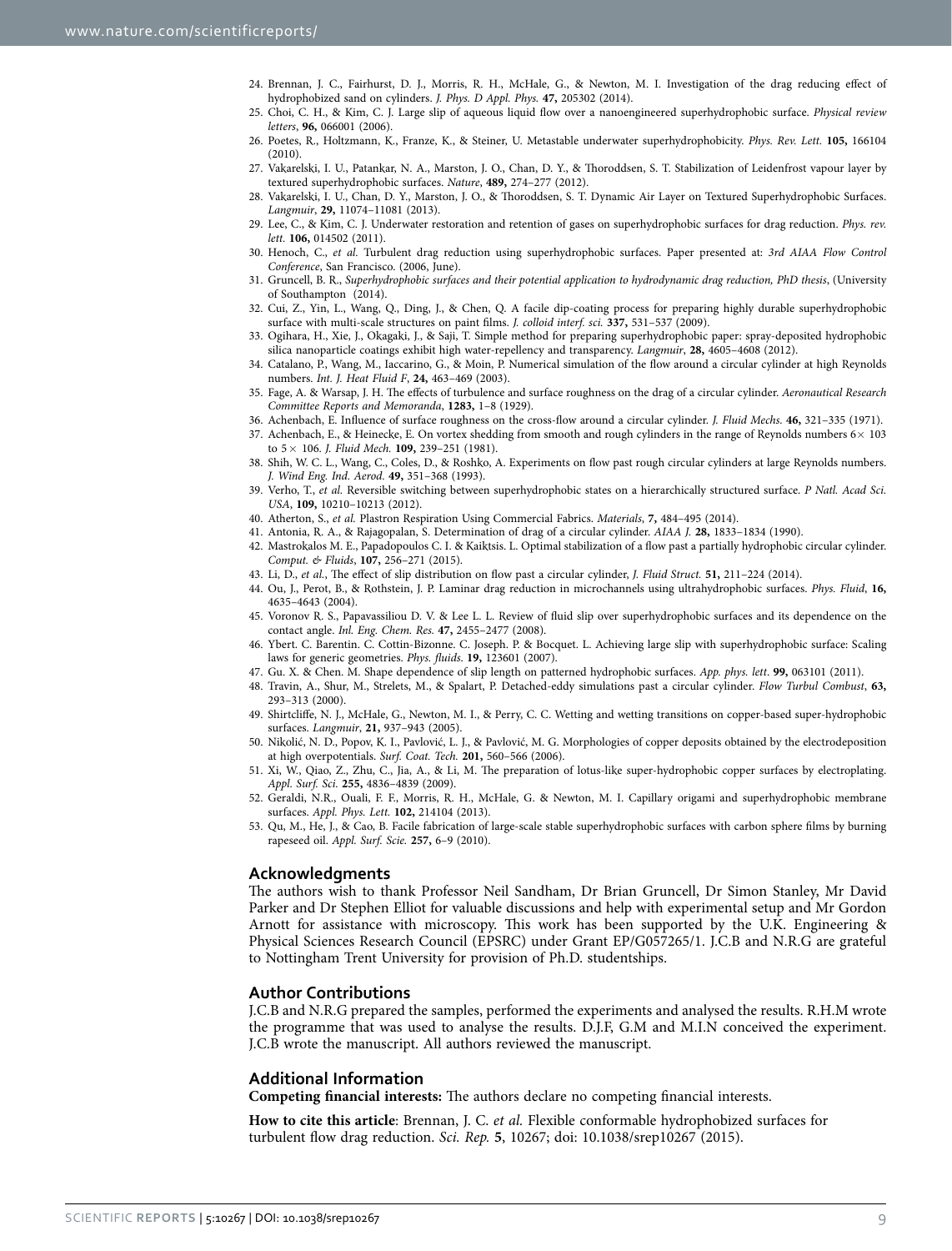24. Brennan, J. C., Fairhurst, D. J., Morris, R. H., McHale, G., & Newton, M. I. Investigation of the drag reducing effect of hydrophobized sand on cylinders. *J. Phys. D Appl. Phys.* **47,** 205302 (2014).
25. Choi, C. H., & Kim, C. J. Large slip of aqueous liquid flow over a nanoengineered superhydrophobic surface. *Physical review letters*, **96,** 066001 (2006).
26. Poetes, R., Holtzmann, K., Franze, K., & Steiner, U. Metastable underwater superhydrophobicity. *Phys. Rev. Lett.* **105,** 166104 (2010).
27. Vakarelski, I. U., Patankar, N. A., Marston, J. O., Chan, D. Y., & Thoroddsen, S. T. Stabilization of Leidenfrost vapour layer by textured superhydrophobic surfaces. *Nature*, **489,** 274–277 (2012).
28. Vakarelski, I. U., Chan, D. Y., Marston, J. O., & Thoroddsen, S. T. Dynamic Air Layer on Textured Superhydrophobic Surfaces. *Langmuir*, **29,** 11074–11081 (2013).
29. Lee, C., & Kim, C. J. Underwater restoration and retention of gases on superhydrophobic surfaces for drag reduction. *Phys. rev. lett.* **106,** 014502 (2011).
30. Henoch, C., *et al.* Turbulent drag reduction using superhydrophobic surfaces. Paper presented at: *3rd AIAA Flow Control Conference*, San Francisco. (2006, June).
31. Gruncell, B. R., *Superhydrophobic surfaces and their potential application to hydrodynamic drag reduction, PhD thesis*, (University of Southampton (2014).
32. Cui, Z., Yin, L., Wang, Q., Ding, J., & Chen, Q. A facile dip-coating process for preparing highly durable superhydrophobic surface with multi-scale structures on paint films. *J. colloid interf. sci.* **337,** 531–537 (2009).
33. Ogihara, H., Xie, J., Okagaki, J., & Saji, T. Simple method for preparing superhydrophobic paper: spray-deposited hydrophobic silica nanoparticle coatings exhibit high water-repellency and transparency. *Langmuir*, **28,** 4605–4608 (2012).
34. Catalano, P., Wang, M., Iaccarino, G., & Moin, P. Numerical simulation of the flow around a circular cylinder at high Reynolds numbers. *Int. J. Heat Fluid F*, **24,** 463–469 (2003).
35. Fage, A. & Warsap, J. H. The effects of turbulence and surface roughness on the drag of a circular cylinder. *Aeronautical Research Committee Reports and Memoranda*, **1283,** 1–8 (1929).
36. Achenbach, E. Influence of surface roughness on the cross-flow around a circular cylinder. *J. Fluid Mechs.* **46,** 321–335 (1971).
37. Achenbach, E., & Heinecke, E. On vortex shedding from smooth and rough cylinders in the range of Reynolds numbers $6\times 103$ to $5\times 106$. *J. Fluid Mech.* **109,** 239–251 (1981).
38. Shih, W. C. L., Wang, C., Coles, D., & Roshko, A. Experiments on flow past rough circular cylinders at large Reynolds numbers. *J. Wind Eng. Ind. Aerod.* **49,** 351–368 (1993).
39. Verho, T., *et al.* Reversible switching between superhydrophobic states on a hierarchically structured surface. *P Natl. Acad Sci. USA*, **109,** 10210–10213 (2012).
40. Atherton, S., *et al.* Plastron Respiration Using Commercial Fabrics. *Materials*, **7,** 484–495 (2014).
41. Antonia, R. A., & Rajagopalan, S. Determination of drag of a circular cylinder. *AIAA J.* **28,** 1833–1834 (1990).
42. Mastrokalos M. E., Papadopoulos C. I. & Kaiktsis. L. Optimal stabilization of a flow past a partially hydrophobic circular cylinder. *Comput. & Fluids*, **107,** 256–271 (2015).
43. Li, D., *et al.*, The effect of slip distribution on flow past a circular cylinder, *J. Fluid Struct.* **51,** 211–224 (2014).
44. Ou, J., Perot, B., & Rothstein, J. P. Laminar drag reduction in microchannels using ultrahydrophobic surfaces. *Phys. Fluid*, **16,** 4635–4643 (2004).
45. Voronov R. S., Papavassiliou D. V. & Lee L. L. Review of fluid slip over superhydrophobic surfaces and its dependence on the contact angle. *Inl. Eng. Chem. Res.* **47,** 2455–2477 (2008).
46. Ybert. C. Barentin. C. Cottin-Bizonne. C. Joseph. P. & Bocquet. L. Achieving large slip with superhydrophobic surface: Scaling laws for generic geometries. *Phys. fluids.* **19,** 123601 (2007).
47. Gu. X. & Chen. M. Shape dependence of slip length on patterned hydrophobic surfaces. *App. phys. lett*. **99,** 063101 (2011).
48. Travin, A., Shur, M., Strelets, M., & Spalart, P. Detached-eddy simulations past a circular cylinder. *Flow Turbul Combust*, **63,** 293–313 (2000).
49. Shirtcliffe, N. J., McHale, G., Newton, M. I., & Perry, C. C. Wetting and wetting transitions on copper-based super-hydrophobic surfaces. *Langmuir*, **21,** 937–943 (2005).
50. Nikolić, N. D., Popov, K. I., Pavlović, L. J., & Pavlović, M. G. Morphologies of copper deposits obtained by the electrodeposition at high overpotentials. *Surf. Coat. Tech.* **201,** 560–566 (2006).
51. Xi, W., Qiao, Z., Zhu, C., Jia, A., & Li, M. The preparation of lotus-like super-hydrophobic copper surfaces by electroplating. *Appl. Surf. Sci.* **255,** 4836–4839 (2009).
52. Geraldi, N.R., Ouali, F. F., Morris, R. H., McHale, G. & Newton, M. I. Capillary origami and superhydrophobic membrane surfaces. *Appl. Phys. Lett.* **102,** 214104 (2013).
53. Qu, M., He, J., & Cao, B. Facile fabrication of large-scale stable superhydrophobic surfaces with carbon sphere films by burning rapeseed oil. *Appl. Surf. Scie.* **257,** 6–9 (2010).

## Acknowledgments

The authors wish to thank Professor Neil Sandham, Dr Brian Gruncell, Dr Simon Stanley, Mr David Parker and Dr Stephen Elliot for valuable discussions and help with experimental setup and Mr Gordon Arnott for assistance with microscopy. This work has been supported by the U.K. Engineering & Physical Sciences Research Council (EPSRC) under Grant EP/G057265/1. J.C.B and N.R.G are grateful to Nottingham Trent University for provision of Ph.D. studentships.

## Author Contributions

J.C.B and N.R.G prepared the samples, performed the experiments and analysed the results. R.H.M wrote the programme that was used to analyse the results. D.J.F, G.M and M.I.N conceived the experiment. J.C.B wrote the manuscript. All authors reviewed the manuscript.

## Additional Information

**Competing financial interests:** The authors declare no competing financial interests.

**How to cite this article**: Brennan, J. C. *et al.* Flexible conformable hydrophobized surfaces for turbulent flow drag reduction. *Sci. Rep.* **5**, 10267; doi: 10.1038/srep10267 (2015).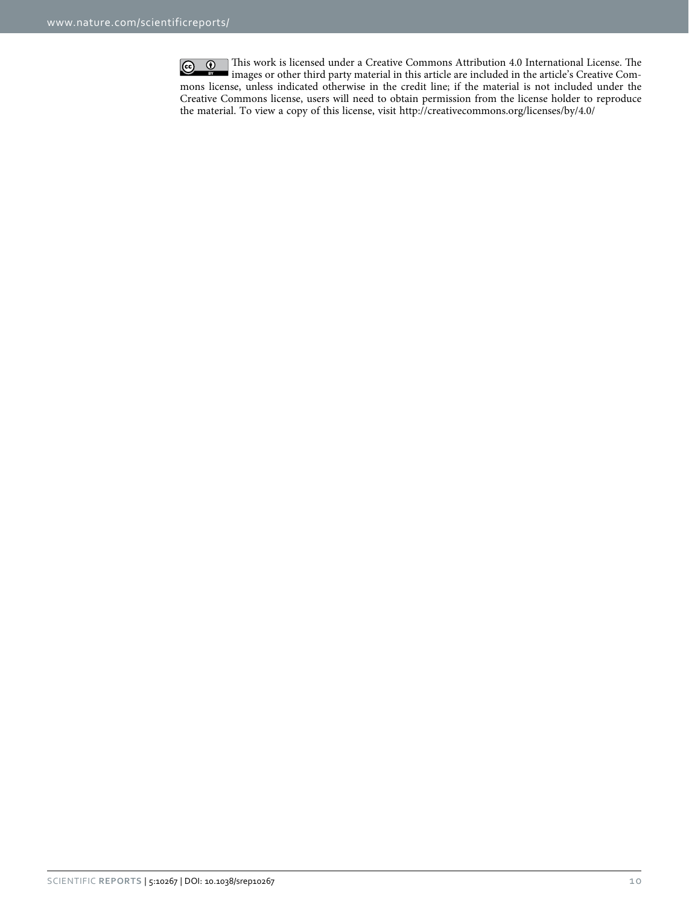This work is licensed under a Creative Commons Attribution 4.0 International License. The images or other third party material in this article are included in the article's Creative Commons license, unless indicated otherwise in the credit line; if the material is not included under the Creative Commons license, users will need to obtain permission from the license holder to reproduce the material. To view a copy of this license, visit http://creativecommons.org/licenses/by/4.0/